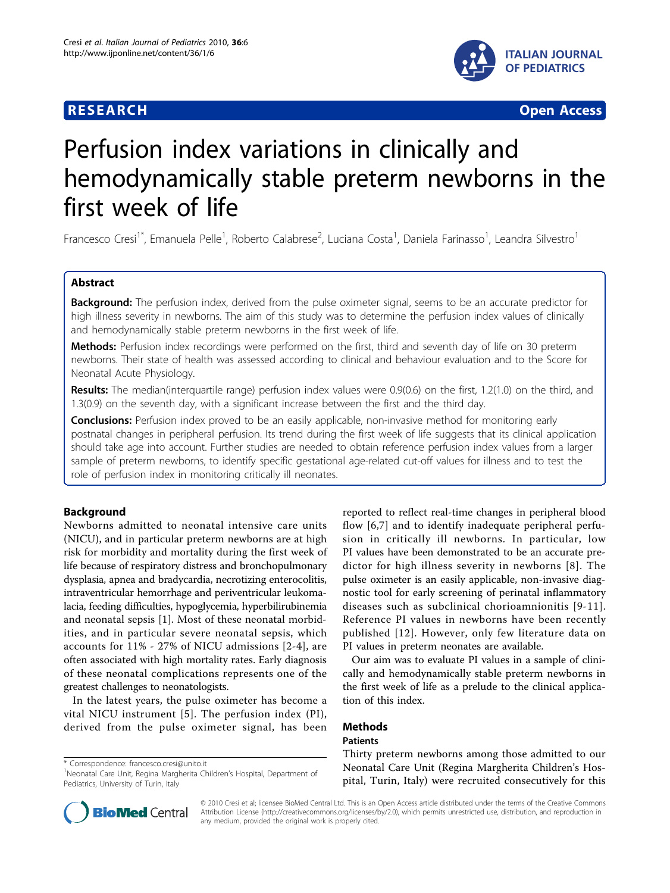RESEARCH Open Access

# Perfusion index variations in clinically and hemodynamically stable preterm newborns in the first week of life

Francesco Cresi[1*], Emanuela Pelle[1], Roberto Calabrese[2], Luciana Costa[1], Daniela Farinasso[1], Leandra Silvestro[1]

## Abstract

**Background:** The perfusion index, derived from the pulse oximeter signal, seems to be an accurate predictor for high illness severity in newborns. The aim of this study was to determine the perfusion index values of clinically and hemodynamically stable preterm newborns in the first week of life.

**Methods:** Perfusion index recordings were performed on the first, third and seventh day of life on 30 preterm newborns. Their state of health was assessed according to clinical and behaviour evaluation and to the Score for Neonatal Acute Physiology.

**Results:** The median(interquartile range) perfusion index values were 0.9(0.6) on the first, 1.2(1.0) on the third, and 1.3(0.9) on the seventh day, with a significant increase between the first and the third day.

**Conclusions:** Perfusion index proved to be an easily applicable, non-invasive method for monitoring early postnatal changes in peripheral perfusion. Its trend during the first week of life suggests that its clinical application should take age into account. Further studies are needed to obtain reference perfusion index values from a larger sample of preterm newborns, to identify specific gestational age-related cut-off values for illness and to test the role of perfusion index in monitoring critically ill neonates.

## Background

Newborns admitted to neonatal intensive care units (NICU), and in particular preterm newborns are at high risk for morbidity and mortality during the first week of life because of respiratory distress and bronchopulmonary dysplasia, apnea and bradycardia, necrotizing enterocolitis, intraventricular hemorrhage and periventricular leukomalacia, feeding difficulties, hypoglycemia, hyperbilirubinemia and neonatal sepsis [1]. Most of these neonatal morbidities, and in particular severe neonatal sepsis, which accounts for 11% - 27% of NICU admissions [2-4], are often associated with high mortality rates. Early diagnosis of these neonatal complications represents one of the greatest challenges to neonatologists.

In the latest years, the pulse oximeter has become a vital NICU instrument [5]. The perfusion index (PI), derived from the pulse oximeter signal, has been reported to reflect real-time changes in peripheral blood flow [6,7] and to identify inadequate peripheral perfusion in critically ill newborns. In particular, low PI values have been demonstrated to be an accurate predictor for high illness severity in newborns [8]. The pulse oximeter is an easily applicable, non-invasive diagnostic tool for early screening of perinatal inflammatory diseases such as subclinical chorioamnionitis [9-11]. Reference PI values in newborns have been recently published [12]. However, only few literature data on PI values in preterm neonates are available.

Our aim was to evaluate PI values in a sample of clinically and hemodynamically stable preterm newborns in the first week of life as a prelude to the clinical application of this index.

## Methods

### Patients

Thirty preterm newborns among those admitted to our Neonatal Care Unit (Regina Margherita Children's Hospital, Turin, Italy) were recruited consecutively for this

\* Correspondence: francesco.cresi@unito.it
[1]Neonatal Care Unit, Regina Margherita Children's Hospital, Department of Pediatrics, University of Turin, Italy

© 2010 Cresi et al; licensee BioMed Central Ltd. This is an Open Access article distributed under the terms of the Creative Commons Attribution License (http://creativecommons.org/licenses/by/2.0), which permits unrestricted use, distribution, and reproduction in any medium, provided the original work is properly cited.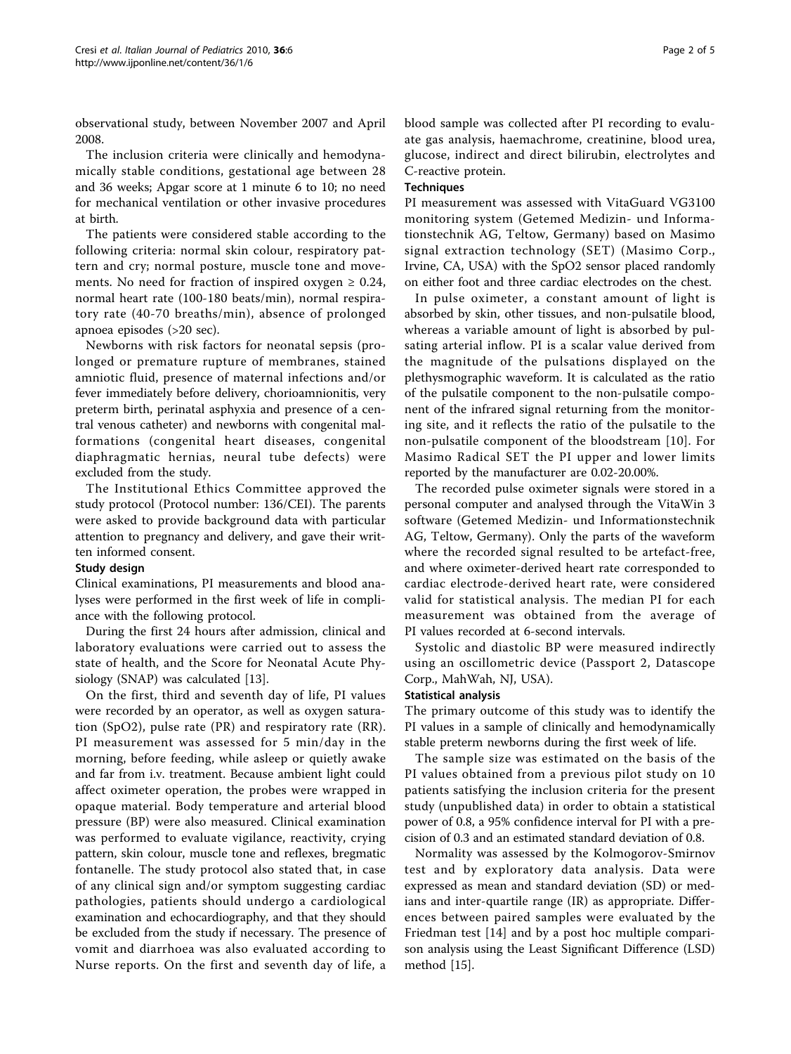observational study, between November 2007 and April 2008.

The inclusion criteria were clinically and hemodynamically stable conditions, gestational age between 28 and 36 weeks; Apgar score at 1 minute 6 to 10; no need for mechanical ventilation or other invasive procedures at birth.

The patients were considered stable according to the following criteria: normal skin colour, respiratory pattern and cry; normal posture, muscle tone and movements. No need for fraction of inspired oxygen ≥ 0.24, normal heart rate (100-180 beats/min), normal respiratory rate (40-70 breaths/min), absence of prolonged apnoea episodes (>20 sec).

Newborns with risk factors for neonatal sepsis (prolonged or premature rupture of membranes, stained amniotic fluid, presence of maternal infections and/or fever immediately before delivery, chorioamnionitis, very preterm birth, perinatal asphyxia and presence of a central venous catheter) and newborns with congenital malformations (congenital heart diseases, congenital diaphragmatic hernias, neural tube defects) were excluded from the study.

The Institutional Ethics Committee approved the study protocol (Protocol number: 136/CEI). The parents were asked to provide background data with particular attention to pregnancy and delivery, and gave their written informed consent.

### Study design

Clinical examinations, PI measurements and blood analyses were performed in the first week of life in compliance with the following protocol.

During the first 24 hours after admission, clinical and laboratory evaluations were carried out to assess the state of health, and the Score for Neonatal Acute Physiology (SNAP) was calculated [13].

On the first, third and seventh day of life, PI values were recorded by an operator, as well as oxygen saturation (SpO2), pulse rate (PR) and respiratory rate (RR). PI measurement was assessed for 5 min/day in the morning, before feeding, while asleep or quietly awake and far from i.v. treatment. Because ambient light could affect oximeter operation, the probes were wrapped in opaque material. Body temperature and arterial blood pressure (BP) were also measured. Clinical examination was performed to evaluate vigilance, reactivity, crying pattern, skin colour, muscle tone and reflexes, bregmatic fontanelle. The study protocol also stated that, in case of any clinical sign and/or symptom suggesting cardiac pathologies, patients should undergo a cardiological examination and echocardiography, and that they should be excluded from the study if necessary. The presence of vomit and diarrhoea was also evaluated according to Nurse reports. On the first and seventh day of life, a blood sample was collected after PI recording to evaluate gas analysis, haemachrome, creatinine, blood urea, glucose, indirect and direct bilirubin, electrolytes and C-reactive protein.

### Techniques

PI measurement was assessed with VitaGuard VG3100 monitoring system (Getemed Medizin- und Informationstechnik AG, Teltow, Germany) based on Masimo signal extraction technology (SET) (Masimo Corp., Irvine, CA, USA) with the SpO2 sensor placed randomly on either foot and three cardiac electrodes on the chest.

In pulse oximeter, a constant amount of light is absorbed by skin, other tissues, and non-pulsatile blood, whereas a variable amount of light is absorbed by pulsating arterial inflow. PI is a scalar value derived from the magnitude of the pulsations displayed on the plethysmographic waveform. It is calculated as the ratio of the pulsatile component to the non-pulsatile component of the infrared signal returning from the monitoring site, and it reflects the ratio of the pulsatile to the non-pulsatile component of the bloodstream [10]. For Masimo Radical SET the PI upper and lower limits reported by the manufacturer are 0.02-20.00%.

The recorded pulse oximeter signals were stored in a personal computer and analysed through the VitaWin 3 software (Getemed Medizin- und Informationstechnik AG, Teltow, Germany). Only the parts of the waveform where the recorded signal resulted to be artefact-free, and where oximeter-derived heart rate corresponded to cardiac electrode-derived heart rate, were considered valid for statistical analysis. The median PI for each measurement was obtained from the average of PI values recorded at 6-second intervals.

Systolic and diastolic BP were measured indirectly using an oscillometric device (Passport 2, Datascope Corp., MahWah, NJ, USA).

### Statistical analysis

The primary outcome of this study was to identify the PI values in a sample of clinically and hemodynamically stable preterm newborns during the first week of life.

The sample size was estimated on the basis of the PI values obtained from a previous pilot study on 10 patients satisfying the inclusion criteria for the present study (unpublished data) in order to obtain a statistical power of 0.8, a 95% confidence interval for PI with a precision of 0.3 and an estimated standard deviation of 0.8.

Normality was assessed by the Kolmogorov-Smirnov test and by exploratory data analysis. Data were expressed as mean and standard deviation (SD) or medians and inter-quartile range (IR) as appropriate. Differences between paired samples were evaluated by the Friedman test [14] and by a post hoc multiple comparison analysis using the Least Significant Difference (LSD) method [15].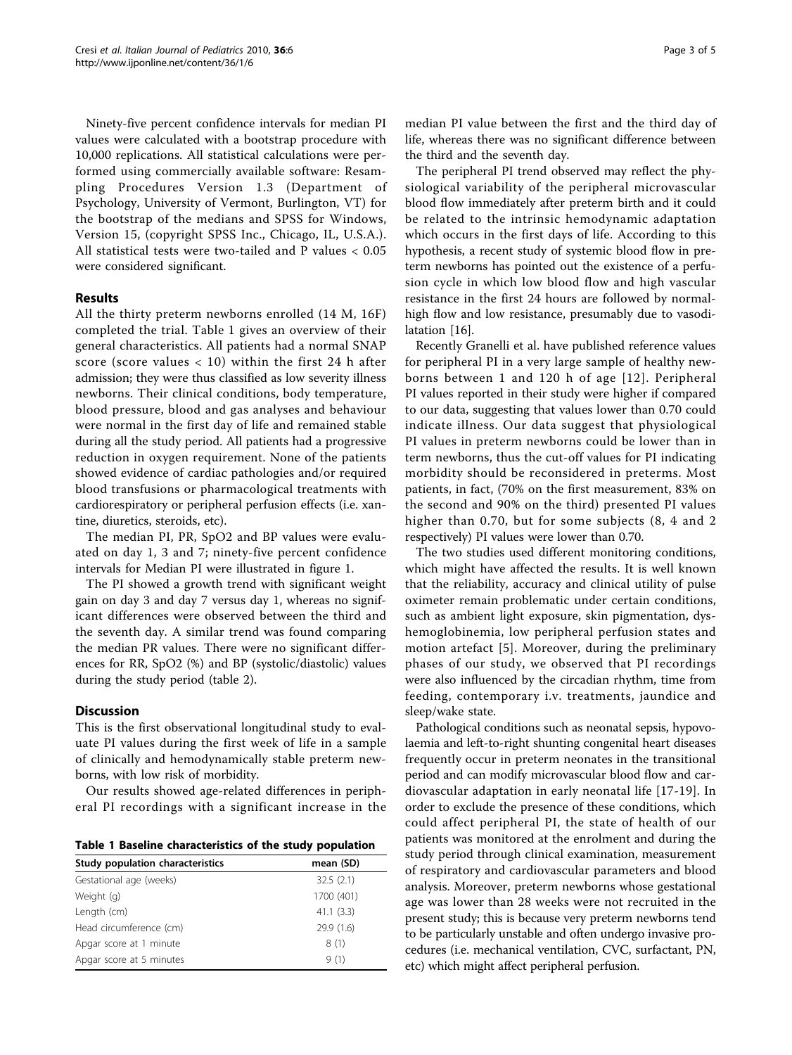Ninety-five percent confidence intervals for median PI values were calculated with a bootstrap procedure with 10,000 replications. All statistical calculations were performed using commercially available software: Resampling Procedures Version 1.3 (Department of Psychology, University of Vermont, Burlington, VT) for the bootstrap of the medians and SPSS for Windows, Version 15, (copyright SPSS Inc., Chicago, IL, U.S.A.). All statistical tests were two-tailed and P values < 0.05 were considered significant.

## Results

All the thirty preterm newborns enrolled (14 M, 16F) completed the trial. Table 1 gives an overview of their general characteristics. All patients had a normal SNAP score (score values < 10) within the first 24 h after admission; they were thus classified as low severity illness newborns. Their clinical conditions, body temperature, blood pressure, blood and gas analyses and behaviour were normal in the first day of life and remained stable during all the study period. All patients had a progressive reduction in oxygen requirement. None of the patients showed evidence of cardiac pathologies and/or required blood transfusions or pharmacological treatments with cardiorespiratory or peripheral perfusion effects (i.e. xantine, diuretics, steroids, etc).

The median PI, PR, SpO2 and BP values were evaluated on day 1, 3 and 7; ninety-five percent confidence intervals for Median PI were illustrated in figure 1.

The PI showed a growth trend with significant weight gain on day 3 and day 7 versus day 1, whereas no significant differences were observed between the third and the seventh day. A similar trend was found comparing the median PR values. There were no significant differences for RR, SpO2 (%) and BP (systolic/diastolic) values during the study period (table 2).

## Discussion

This is the first observational longitudinal study to evaluate PI values during the first week of life in a sample of clinically and hemodynamically stable preterm newborns, with low risk of morbidity.

Our results showed age-related differences in peripheral PI recordings with a significant increase in the median PI value between the first and the third day of life, whereas there was no significant difference between the third and the seventh day.

**Table 1 Baseline characteristics of the study population**

| Study population characteristics | mean (SD) |
|---|---|
| Gestational age (weeks) | 32.5 (2.1) |
| Weight (g) | 1700 (401) |
| Length (cm) | 41.1 (3.3) |
| Head circumference (cm) | 29.9 (1.6) |
| Apgar score at 1 minute | 8 (1) |
| Apgar score at 5 minutes | 9 (1) |

The peripheral PI trend observed may reflect the physiological variability of the peripheral microvascular blood flow immediately after preterm birth and it could be related to the intrinsic hemodynamic adaptation which occurs in the first days of life. According to this hypothesis, a recent study of systemic blood flow in preterm newborns has pointed out the existence of a perfusion cycle in which low blood flow and high vascular resistance in the first 24 hours are followed by normal-high flow and low resistance, presumably due to vasodilatation [16].

Recently Granelli et al. have published reference values for peripheral PI in a very large sample of healthy newborns between 1 and 120 h of age [12]. Peripheral PI values reported in their study were higher if compared to our data, suggesting that values lower than 0.70 could indicate illness. Our data suggest that physiological PI values in preterm newborns could be lower than in term newborns, thus the cut-off values for PI indicating morbidity should be reconsidered in preterms. Most patients, in fact, (70% on the first measurement, 83% on the second and 90% on the third) presented PI values higher than 0.70, but for some subjects (8, 4 and 2 respectively) PI values were lower than 0.70.

The two studies used different monitoring conditions, which might have affected the results. It is well known that the reliability, accuracy and clinical utility of pulse oximeter remain problematic under certain conditions, such as ambient light exposure, skin pigmentation, dyshemoglobinemia, low peripheral perfusion states and motion artefact [5]. Moreover, during the preliminary phases of our study, we observed that PI recordings were also influenced by the circadian rhythm, time from feeding, contemporary i.v. treatments, jaundice and sleep/wake state.

Pathological conditions such as neonatal sepsis, hypovolaemia and left-to-right shunting congenital heart diseases frequently occur in preterm neonates in the transitional period and can modify microvascular blood flow and cardiovascular adaptation in early neonatal life [17-19]. In order to exclude the presence of these conditions, which could affect peripheral PI, the state of health of our patients was monitored at the enrolment and during the study period through clinical examination, measurement of respiratory and cardiovascular parameters and blood analysis. Moreover, preterm newborns whose gestational age was lower than 28 weeks were not recruited in the present study; this is because very preterm newborns tend to be particularly unstable and often undergo invasive procedures (i.e. mechanical ventilation, CVC, surfactant, PN, etc) which might affect peripheral perfusion.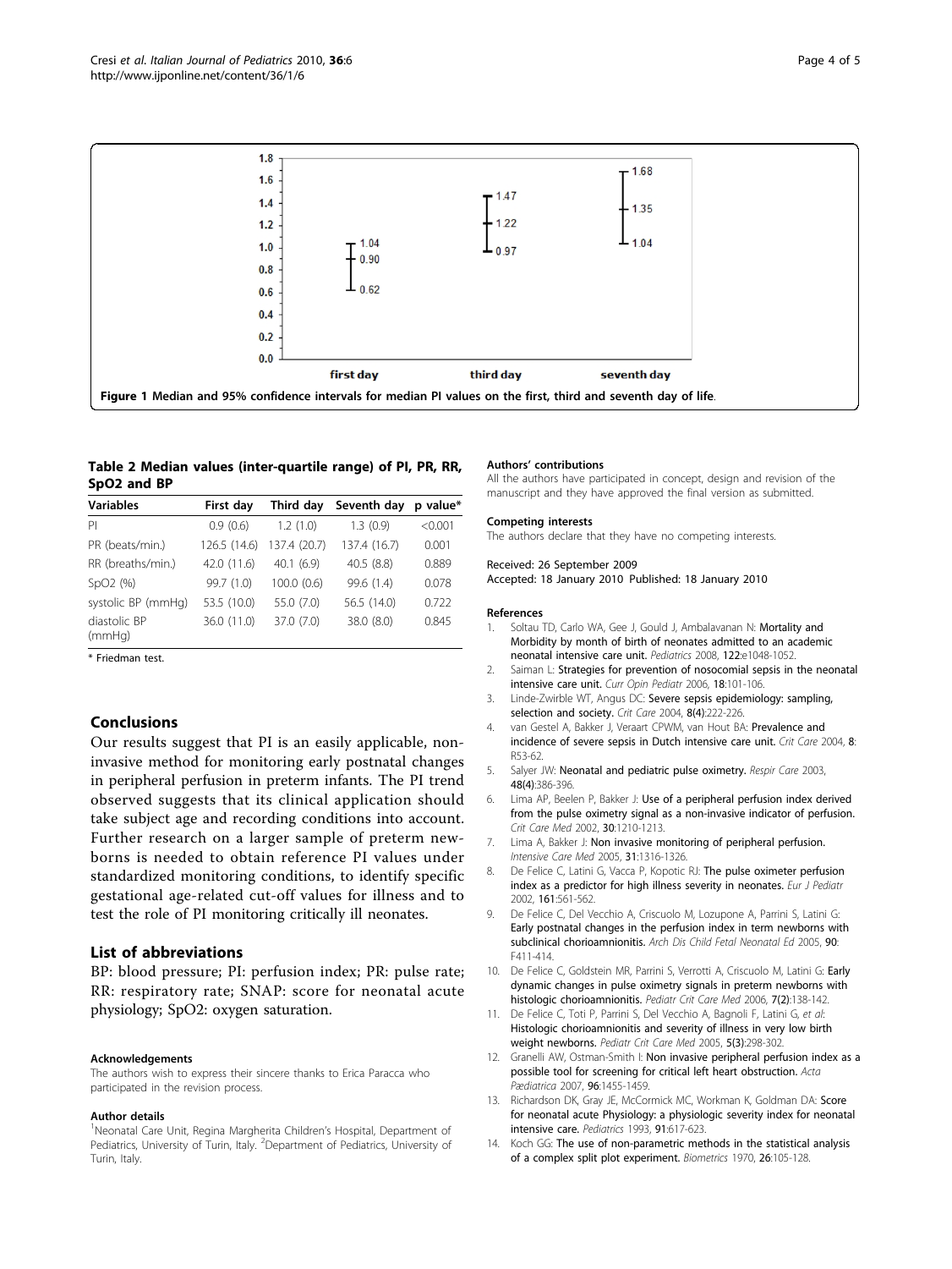1.8
1.6
1.4
1.2
1.0
0.8
0.6
0.4
0.2
0.0

1.04
0.90
0.62

1.47
1.22
0.97

1.68
1.35
1.04

first day
third day
seventh day

**Figure 1 Median and 95% confidence intervals for median PI values on the first, third and seventh day of life**.

**Table 2 Median values (inter-quartile range) of PI, PR, RR, SpO2 and BP**

| Variables | First day | Third day | Seventh day | p value* |
|---|---|---|---|---|
| PI | 0.9 (0.6) | 1.2 (1.0) | 1.3 (0.9) | <0.001 |
| PR (beats/min.) | 126.5 (14.6) | 137.4 (20.7) | 137.4 (16.7) | 0.001 |
| RR (breaths/min.) | 42.0 (11.6) | 40.1 (6.9) | 40.5 (8.8) | 0.889 |
| SpO2 (%) | 99.7 (1.0) | 100.0 (0.6) | 99.6 (1.4) | 0.078 |
| systolic BP (mmHg) | 53.5 (10.0) | 55.0 (7.0) | 56.5 (14.0) | 0.722 |
| diastolic BP (mmHg) | 36.0 (11.0) | 37.0 (7.0) | 38.0 (8.0) | 0.845 |

* Friedman test.

## Conclusions

Our results suggest that PI is an easily applicable, non-invasive method for monitoring early postnatal changes in peripheral perfusion in preterm infants. The PI trend observed suggests that its clinical application should take subject age and recording conditions into account. Further research on a larger sample of preterm newborns is needed to obtain reference PI values under standardized monitoring conditions, to identify specific gestational age-related cut-off values for illness and to test the role of PI monitoring critically ill neonates.

## List of abbreviations

BP: blood pressure; PI: perfusion index; PR: pulse rate; RR: respiratory rate; SNAP: score for neonatal acute physiology; SpO2: oxygen saturation.

#### Acknowledgements

The authors wish to express their sincere thanks to Erica Paracca who participated in the revision process.

#### Author details

[1]Neonatal Care Unit, Regina Margherita Children's Hospital, Department of Pediatrics, University of Turin, Italy. [2]Department of Pediatrics, University of Turin, Italy.

#### Authors' contributions

All the authors have participated in concept, design and revision of the manuscript and they have approved the final version as submitted.

#### Competing interests

The authors declare that they have no competing interests.

Received: 26 September 2009
Accepted: 18 January 2010 Published: 18 January 2010

#### References

1. Soltau TD, Carlo WA, Gee J, Gould J, Ambalavanan N: **Mortality and Morbidity by month of birth of neonates admitted to an academic neonatal intensive care unit.** *Pediatrics* 2008, **122**:e1048-1052.
2. Saiman L: **Strategies for prevention of nosocomial sepsis in the neonatal intensive care unit.** *Curr Opin Pediatr* 2006, **18**:101-106.
3. Linde-Zwirble WT, Angus DC: **Severe sepsis epidemiology: sampling, selection and society.** *Crit Care* 2004, **8(4)**:222-226.
4. van Gestel A, Bakker J, Veraart CPWM, van Hout BA: **Prevalence and incidence of severe sepsis in Dutch intensive care unit.** *Crit Care* 2004, **8**: R53-62.
5. Salyer JW: **Neonatal and pediatric pulse oximetry.** *Respir Care* 2003, **48(4)**:386-396.
6. Lima AP, Beelen P, Bakker J: **Use of a peripheral perfusion index derived from the pulse oximetry signal as a non-invasive indicator of perfusion.** *Crit Care Med* 2002, **30**:1210-1213.
7. Lima A, Bakker J: **Non invasive monitoring of peripheral perfusion.** *Intensive Care Med* 2005, **31**:1316-1326.
8. De Felice C, Latini G, Vacca P, Kopotic RJ: **The pulse oximeter perfusion index as a predictor for high illness severity in neonates.** *Eur J Pediatr* 2002, **161**:561-562.
9. De Felice C, Del Vecchio A, Criscuolo M, Lozupone A, Parrini S, Latini G: **Early postnatal changes in the perfusion index in term newborns with subclinical chorioamnionitis.** *Arch Dis Child Fetal Neonatal Ed* 2005, **90**: F411-414.
10. De Felice C, Goldstein MR, Parrini S, Verrotti A, Criscuolo M, Latini G: **Early dynamic changes in pulse oximetry signals in preterm newborns with histologic chorioamnionitis.** *Pediatr Crit Care Med* 2006, **7(2)**:138-142.
11. De Felice C, Toti P, Parrini S, Del Vecchio A, Bagnoli F, Latini G, *et al*: **Histologic chorioamnionitis and severity of illness in very low birth weight newborns.** *Pediatr Crit Care Med* 2005, **5(3)**:298-302.
12. Granelli AW, Ostman-Smith I: **Non invasive peripheral perfusion index as a possible tool for screening for critical left heart obstruction.** *Acta Pædiatrica* 2007, **96**:1455-1459.
13. Richardson DK, Gray JE, McCormick MC, Workman K, Goldman DA: **Score for neonatal acute Physiology: a physiologic severity index for neonatal intensive care.** *Pediatrics* 1993, **91**:617-623.
14. Koch GG: **The use of non-parametric methods in the statistical analysis of a complex split plot experiment.** *Biometrics* 1970, **26**:105-128.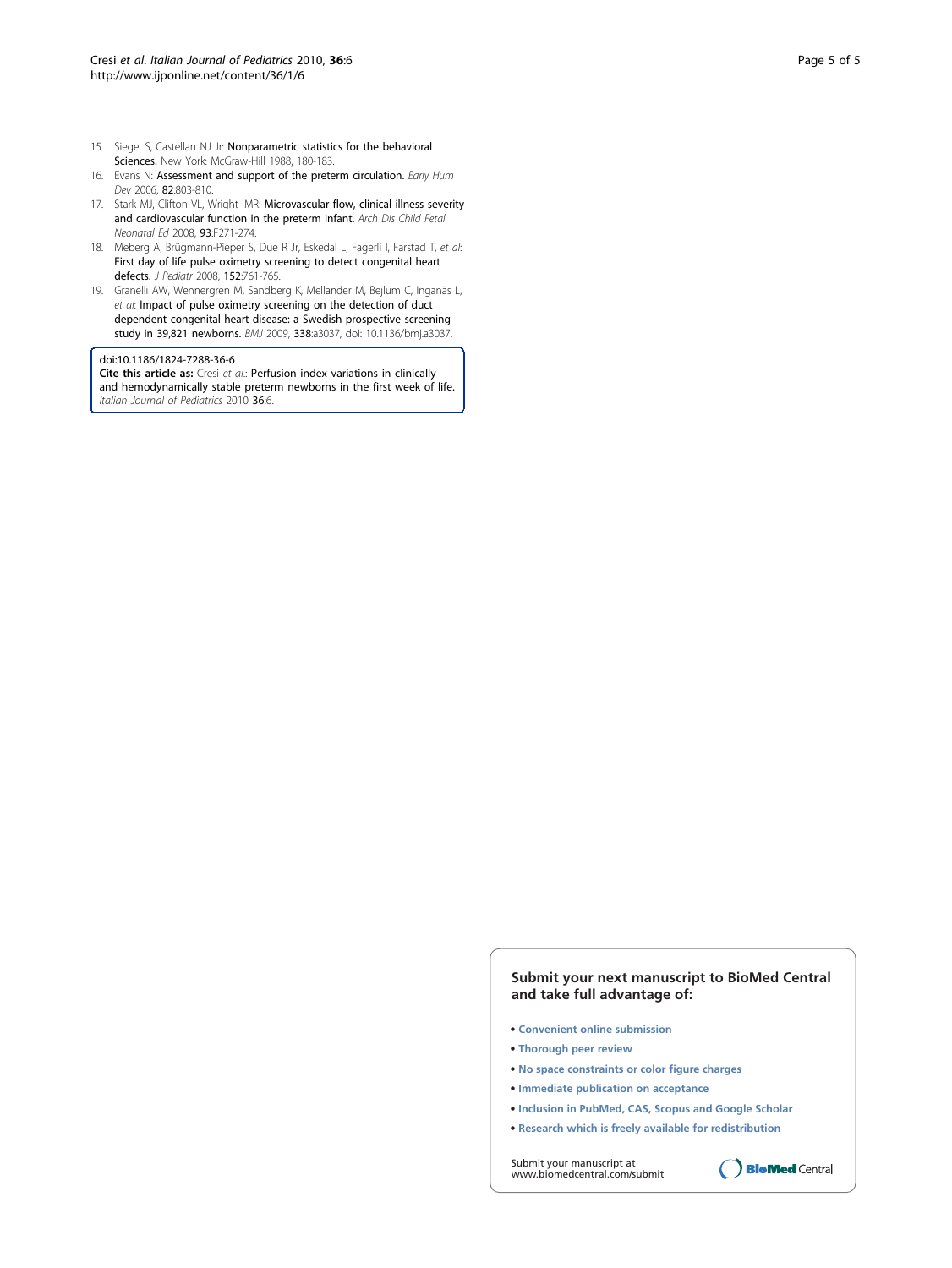15. Siegel S, Castellan NJ Jr: **Nonparametric statistics for the behavioral Sciences.** New York: McGraw-Hill 1988, 180-183.
16. Evans N: **Assessment and support of the preterm circulation.** *Early Hum Dev* 2006, **82**:803-810.
17. Stark MJ, Clifton VL, Wright IMR: **Microvascular flow, clinical illness severity and cardiovascular function in the preterm infant.** *Arch Dis Child Fetal Neonatal Ed* 2008, **93**:F271-274.
18. Meberg A, Brügmann-Pieper S, Due R Jr, Eskedal L, Fagerli I, Farstad T, *et al*: **First day of life pulse oximetry screening to detect congenital heart defects.** *J Pediatr* 2008, **152**:761-765.
19. Granelli AW, Wennergren M, Sandberg K, Mellander M, Bejlum C, Inganäs L, *et al*: **Impact of pulse oximetry screening on the detection of duct dependent congenital heart disease: a Swedish prospective screening study in 39,821 newborns.** *BMJ* 2009, **338**:a3037, doi: 10.1136/bmj.a3037.

doi:10.1186/1824-7288-36-6

**Cite this article as:** Cresi *et al.*: Perfusion index variations in clinically and hemodynamically stable preterm newborns in the first week of life. *Italian Journal of Pediatrics* 2010 **36**:6.

**Submit your next manuscript to BioMed Central and take full advantage of:**

- **Convenient online submission**
- **Thorough peer review**
- **No space constraints or color figure charges**
- **Immediate publication on acceptance**
- **Inclusion in PubMed, CAS, Scopus and Google Scholar**
- **Research which is freely available for redistribution**

Submit your manuscript at
www.biomedcentral.com/submit

BioMed Central